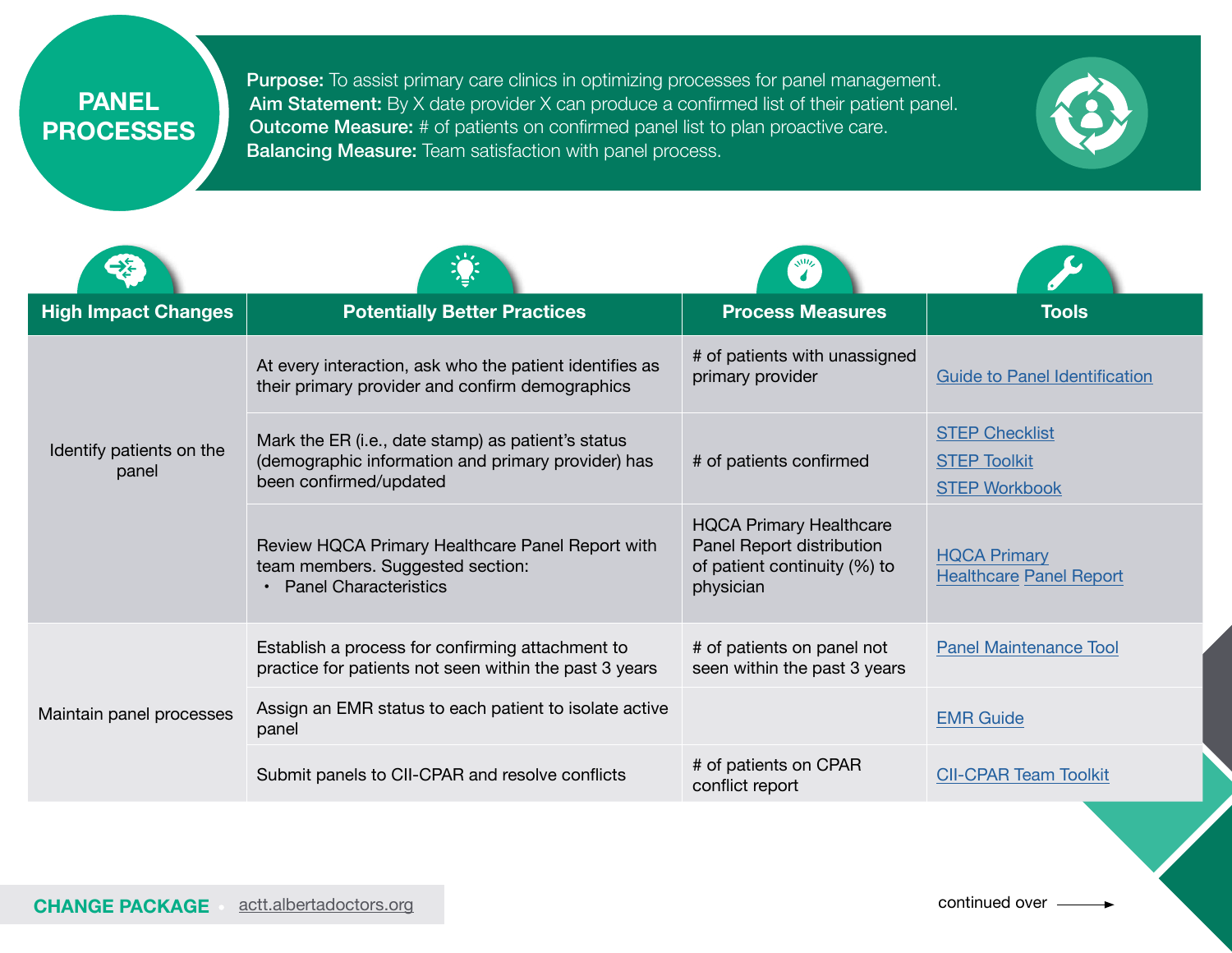# PANEL PROCESSES

**Purpose:** To assist primary care clinics in optimizing processes for panel management.
**Aim Statement:** By X date provider X can produce a confirmed list of their patient panel.
**Outcome Measure:** # of patients on confirmed panel list to plan proactive care.
**Balancing Measure:** Team satisfaction with panel process.

| High Impact Changes | Potentially Better Practices | Process Measures | Tools |
|---|---|---|---|
| Identify patients on the panel | At every interaction, ask who the patient identifies as their primary provider and confirm demographics | # of patients with unassigned primary provider | Guide to Panel Identification |
| | Mark the ER (i.e., date stamp) as patient's status (demographic information and primary provider) has been confirmed/updated | # of patients confirmed | STEP Checklist<br>STEP Toolkit<br>STEP Workbook |
| | Review HQCA Primary Healthcare Panel Report with team members. Suggested section:<br>• Panel Characteristics | HQCA Primary Healthcare Panel Report distribution of patient continuity (%) to physician | HQCA Primary Healthcare Panel Report |
| Maintain panel processes | Establish a process for confirming attachment to practice for patients not seen within the past 3 years | # of patients on panel not seen within the past 3 years | Panel Maintenance Tool |
| | Assign an EMR status to each patient to isolate active panel | | EMR Guide |
| | Submit panels to CII-CPAR and resolve conflicts | # of patients on CPAR conflict report | CII-CPAR Team Toolkit |

**CHANGE PACKAGE** • actt.albertadoctors.org

continued over →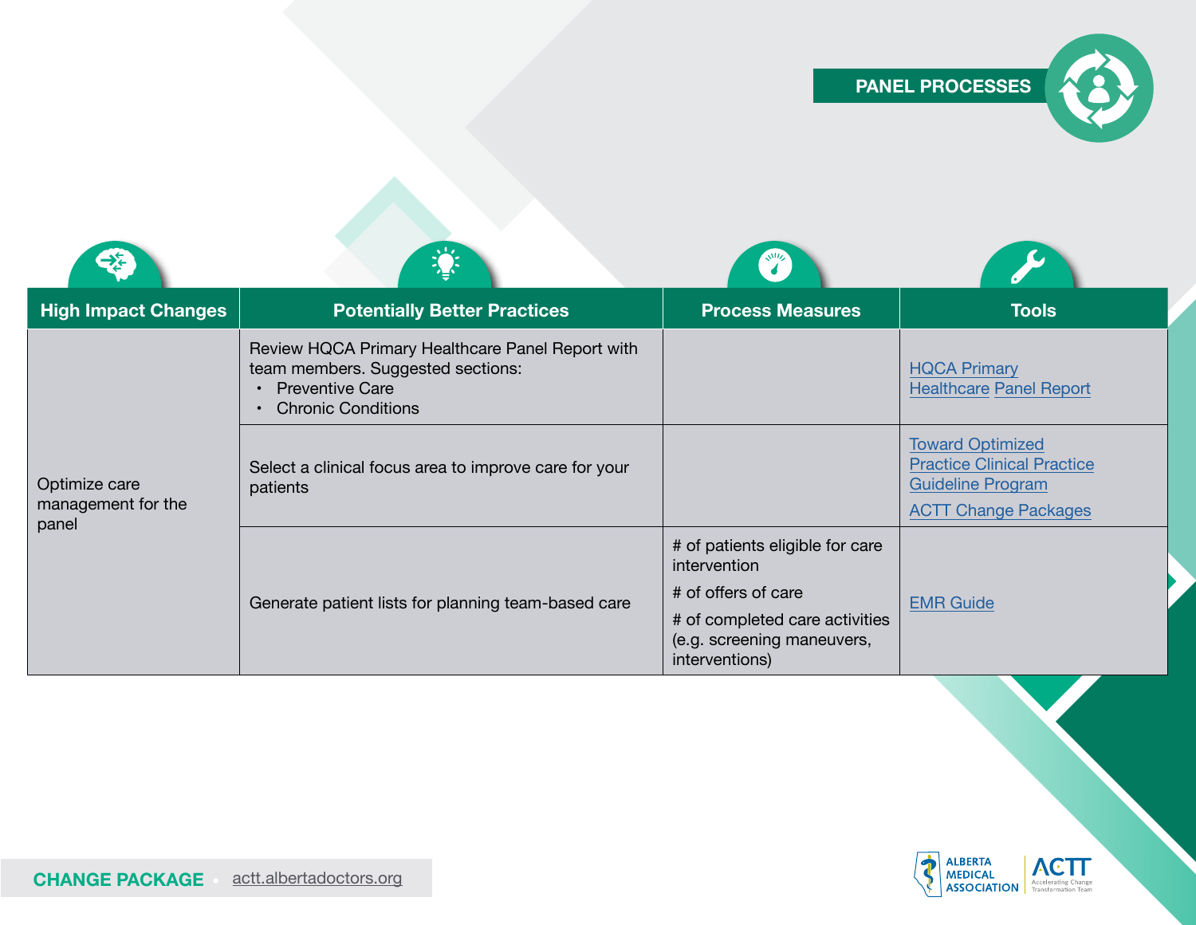## PANEL PROCESSES

| High Impact Changes | Potentially Better Practices | Process Measures | Tools |
|---|---|---|---|
| Optimize care management for the panel | Review HQCA Primary Healthcare Panel Report with team members. Suggested sections:<br>• Preventive Care<br>• Chronic Conditions | | HQCA Primary Healthcare Panel Report |
| | Select a clinical focus area to improve care for your patients | | Toward Optimized Practice Clinical Practice Guideline Program<br><br>ACTT Change Packages |
| | Generate patient lists for planning team-based care | # of patients eligible for care intervention<br><br># of offers of care<br><br># of completed care activities (e.g. screening maneuvers, interventions) | EMR Guide |

CHANGE PACKAGE • actt.albertadoctors.org